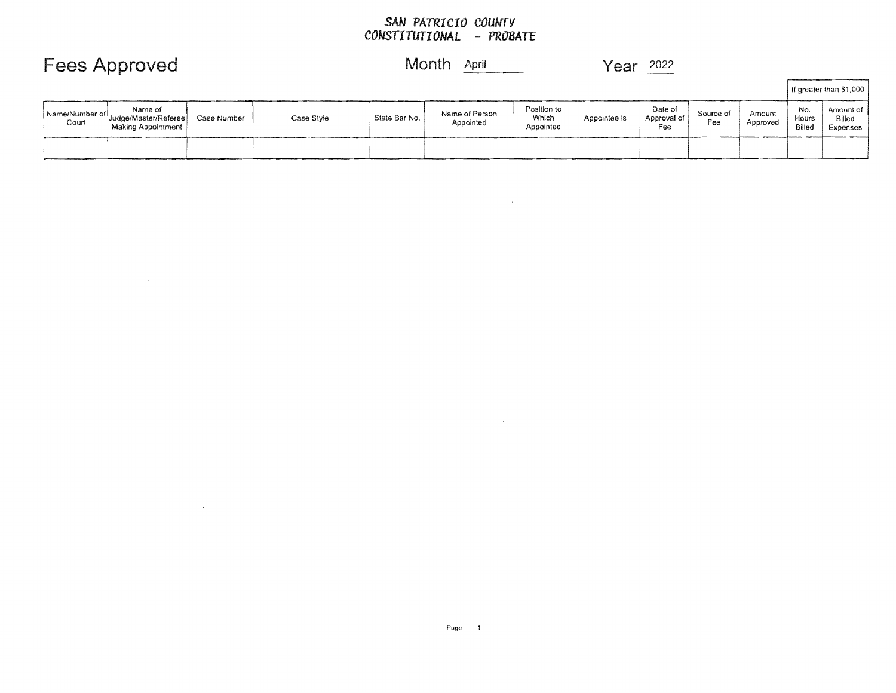SAN PATRICIO COUNTY
CONSTITUTIONAL - PROBATE

# Fees Approved

Month April

Year 2022

| Name/Number of Court | Name of Judge/Master/Referee Making Appointment | Case Number | Case Style | State Bar No. | Name of Person Appointed | Position to Which Appointed | Appointee is | Date of Approval of Fee | Source of Fee | Amount Approved | If greater than $1,000 | |
|---|---|---|---|---|---|---|---|---|---|---|---|---|
| | | | | | | | | | | | No. Hours Billed | Amount of Billed Expenses |
| | | | | | | | | | | | | |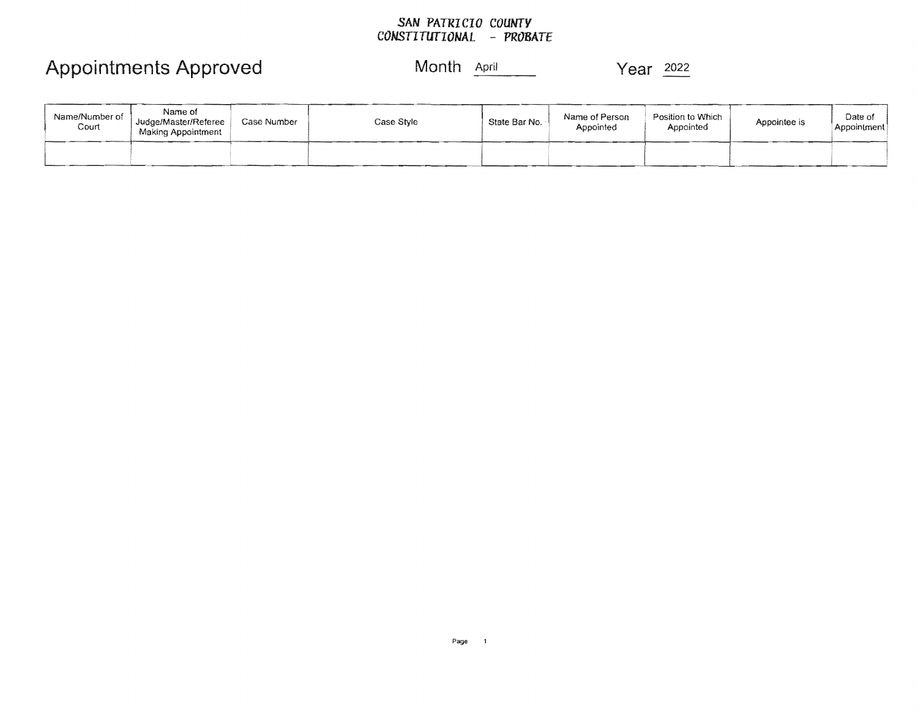**SAN PATRICIO COUNTY**
**CONSTITUTIONAL - PROBATE**

# Appointments Approved

Month April

Year 2022

| Name/Number of Court | Name of Judge/Master/Referee Making Appointment | Case Number | Case Style | State Bar No. | Name of Person Appointed | Position to Which Appointed | Appointee is | Date of Appointment |
|---|---|---|---|---|---|---|---|---|
| | | | | | | | | |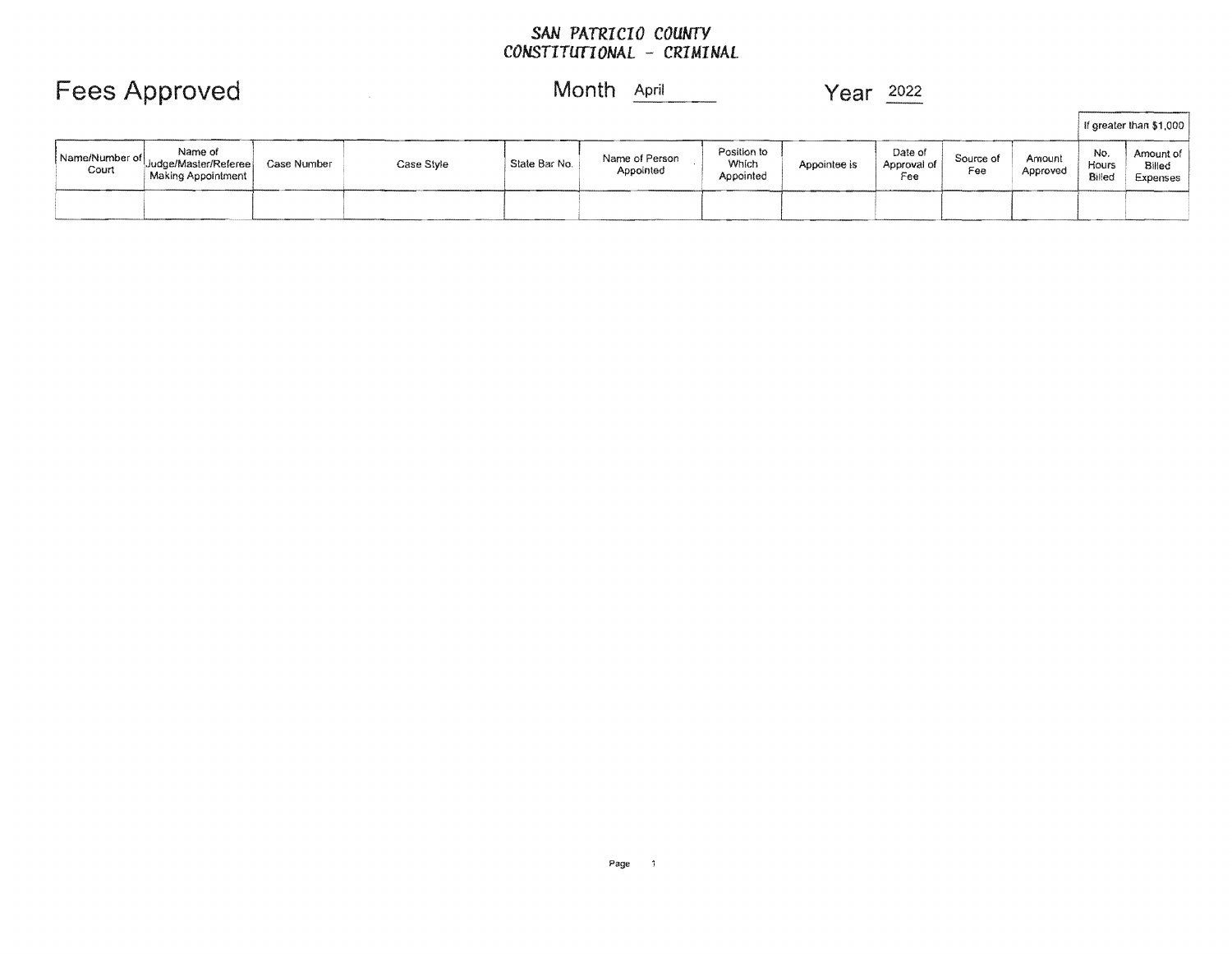**SAN PATRICIO COUNTY**
**CONSTITUTIONAL - CRIMINAL**

# Fees Approved

Month April

Year 2022

| Name/Number of Court | Name of Judge/Master/Referee Making Appointment | Case Number | Case Style | State Bar No. | Name of Person Appointed | Position to Which Appointed | Appointee is | Date of Approval of Fee | Source of Fee | Amount Approved | If greater than $1,000 | |
|---|---|---|---|---|---|---|---|---|---|---|---|---|
| | | | | | | | | | | | No. Hours Billed | Amount of Billed Expenses |
| | | | | | | | | | | | | |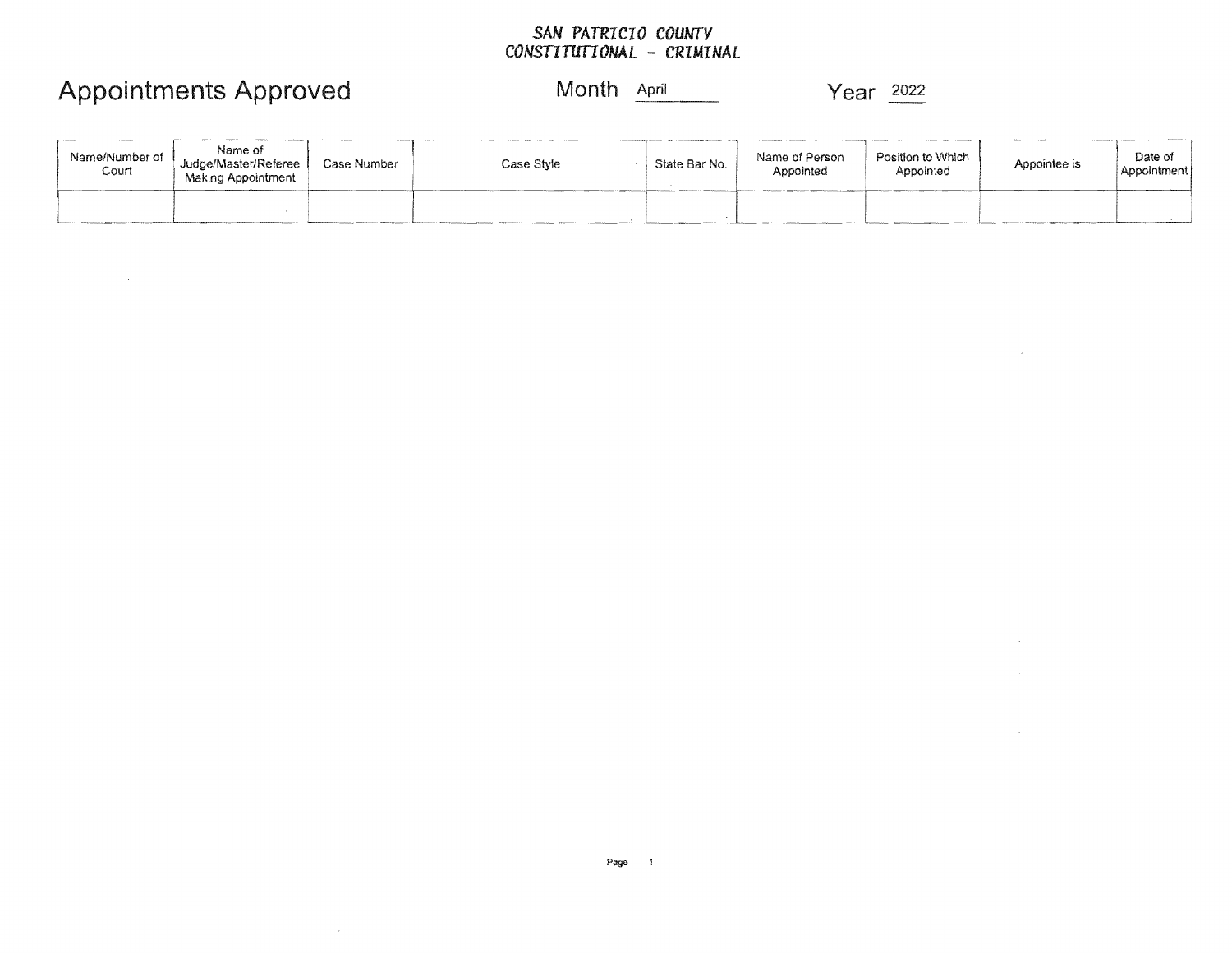**SAN PATRICIO COUNTY**
**CONSTITUTIONAL - CRIMINAL**

# Appointments Approved

Month April

Year 2022

| Name/Number of Court | Name of Judge/Master/Referee Making Appointment | Case Number | Case Style | State Bar No. | Name of Person Appointed | Position to Which Appointed | Appointee is | Date of Appointment |
|---|---|---|---|---|---|---|---|---|
| | | | | | | | | |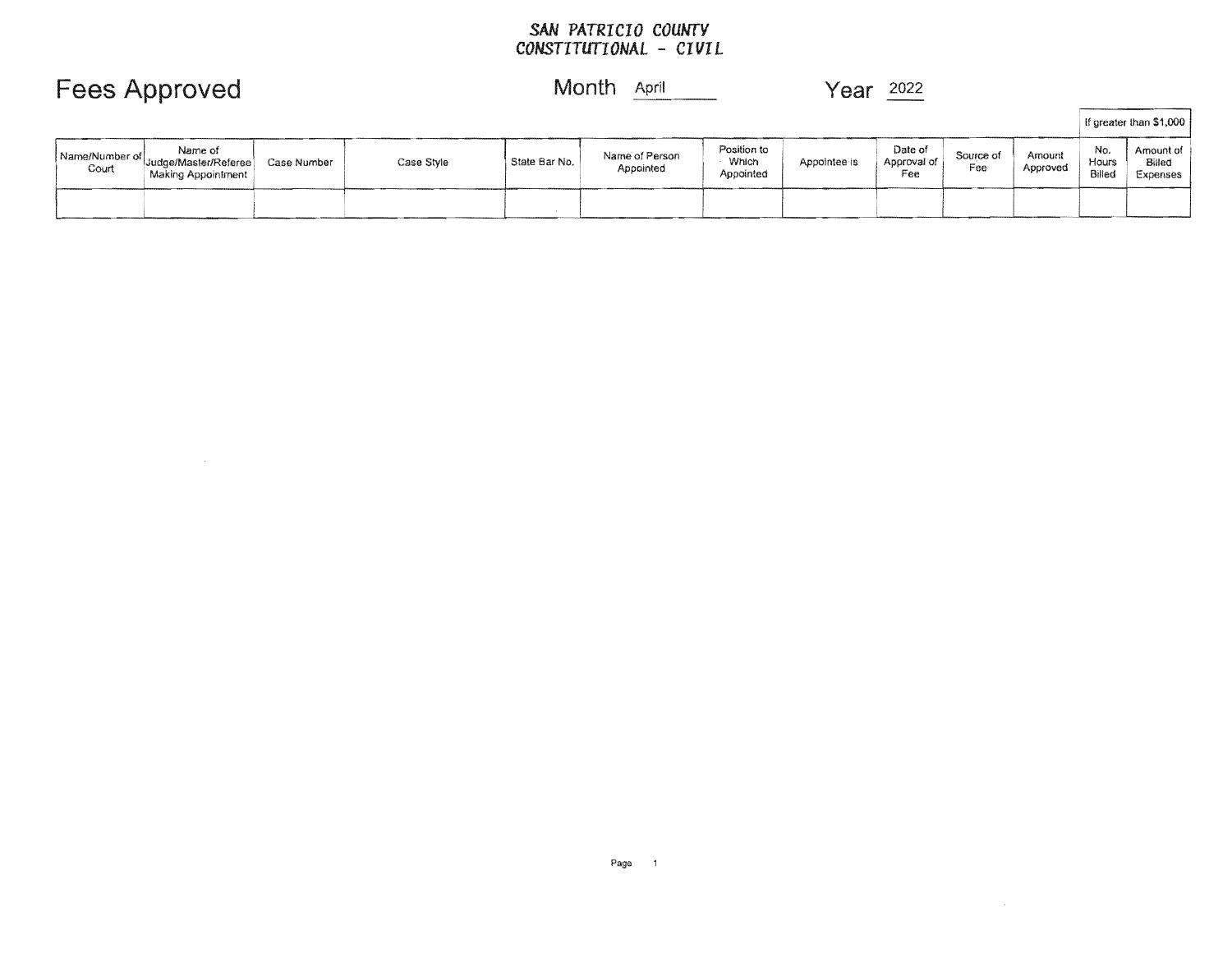**SAN PATRICIO COUNTY**
**CONSTITUTIONAL - CIVIL**

# Fees Approved

Month April  Year 2022

| Name/Number of Court | Name of Judge/Master/Referee Making Appointment | Case Number | Case Style | State Bar No. | Name of Person Appointed | Position to Which Appointed | Appointee is | Date of Approval of Fee | Source of Fee | Amount Approved | If greater than $1,000 | |
|---|---|---|---|---|---|---|---|---|---|---|---|---|
| | | | | | | | | | | | No. Hours Billed | Amount of Billed Expenses |
| | | | | | | | | | | | | |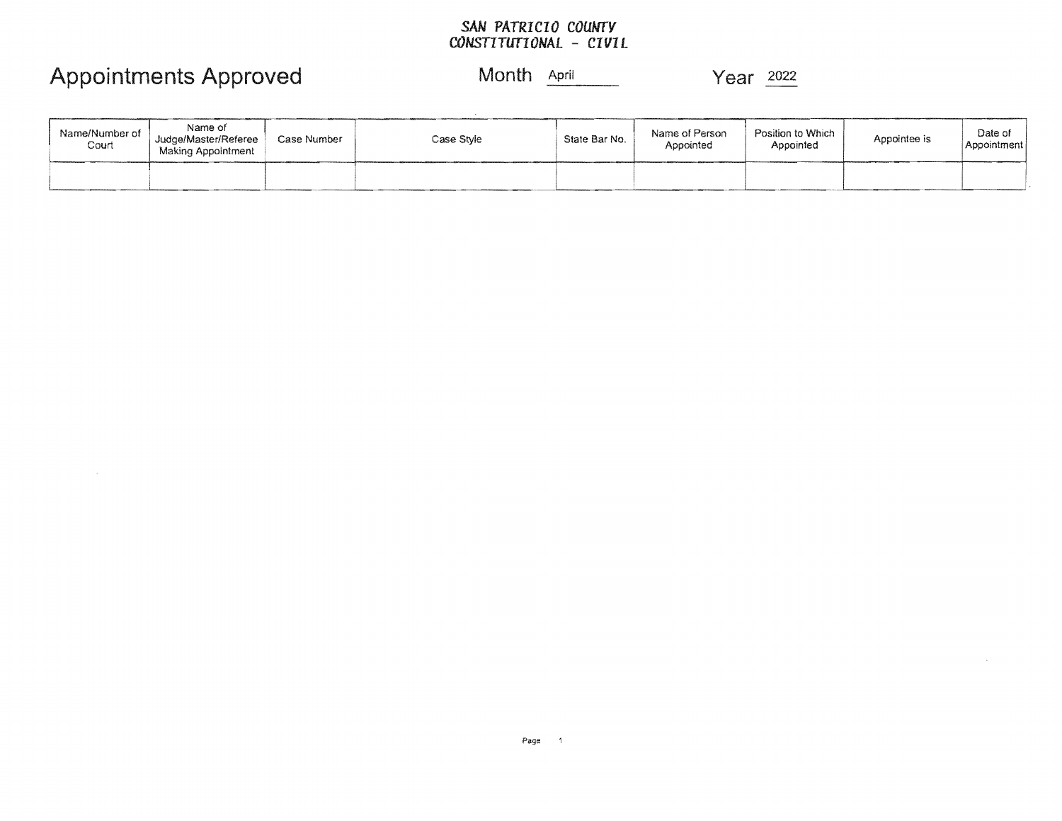SAN PATRICIO COUNTY
CONSTITUTIONAL - CIVIL

# Appointments Approved

Month April Year 2022

| Name/Number of Court | Name of Judge/Master/Referee Making Appointment | Case Number | Case Style | State Bar No. | Name of Person Appointed | Position to Which Appointed | Appointee is | Date of Appointment |
|---|---|---|---|---|---|---|---|---|
| | | | | | | | | |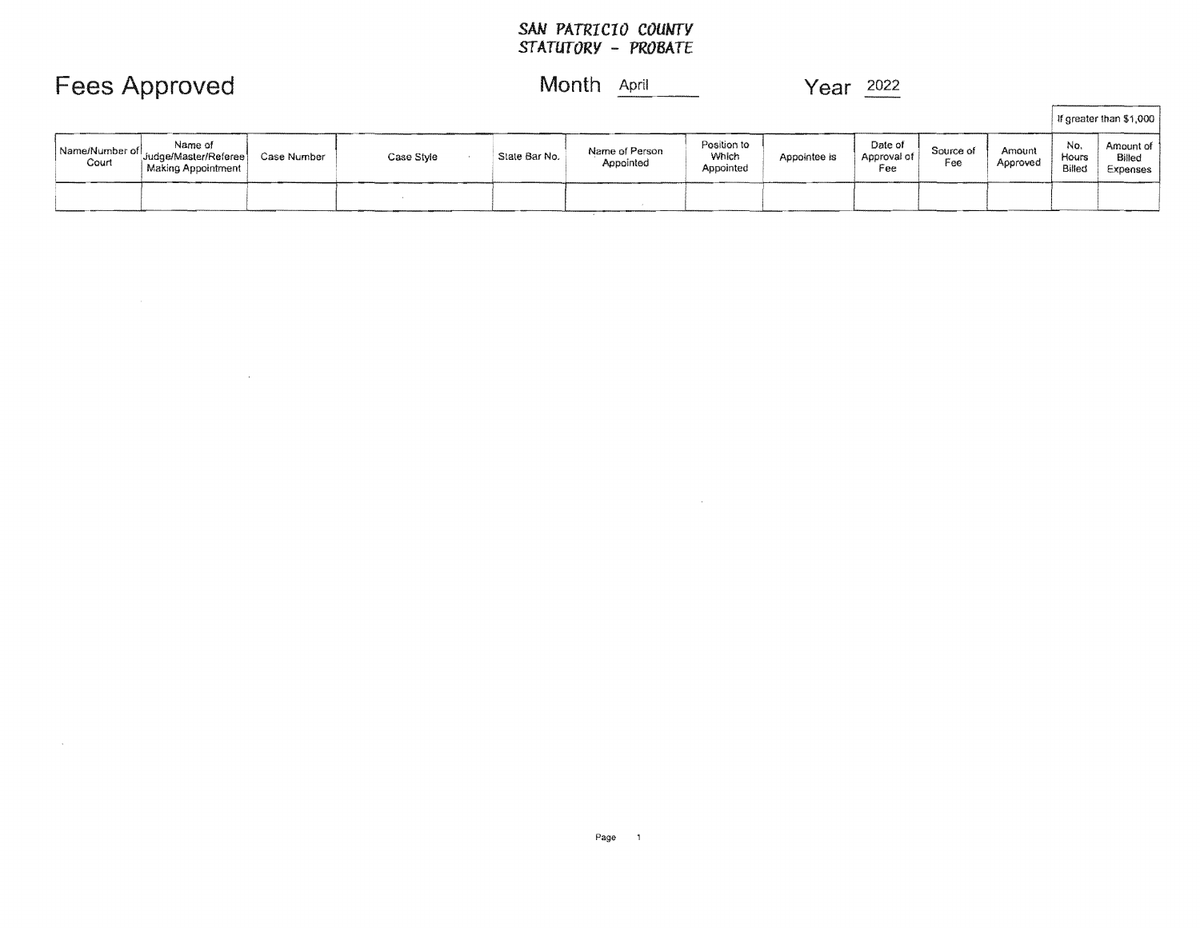**SAN PATRICIO COUNTY**
**STATUTORY - PROBATE**

# Fees Approved

Month April

Year 2022

| Name/Number of Court | Name of Judge/Master/Referee Making Appointment | Case Number | Case Style | State Bar No. | Name of Person Appointed | Position to Which Appointed | Appointee is | Date of Approval of Fee | Source of Fee | Amount Approved | If greater than $1,000 | |
|---|---|---|---|---|---|---|---|---|---|---|---|---|
| | | | | | | | | | | | No. Hours Billed | Amount of Billed Expenses |
| | | | | | | | | | | | | |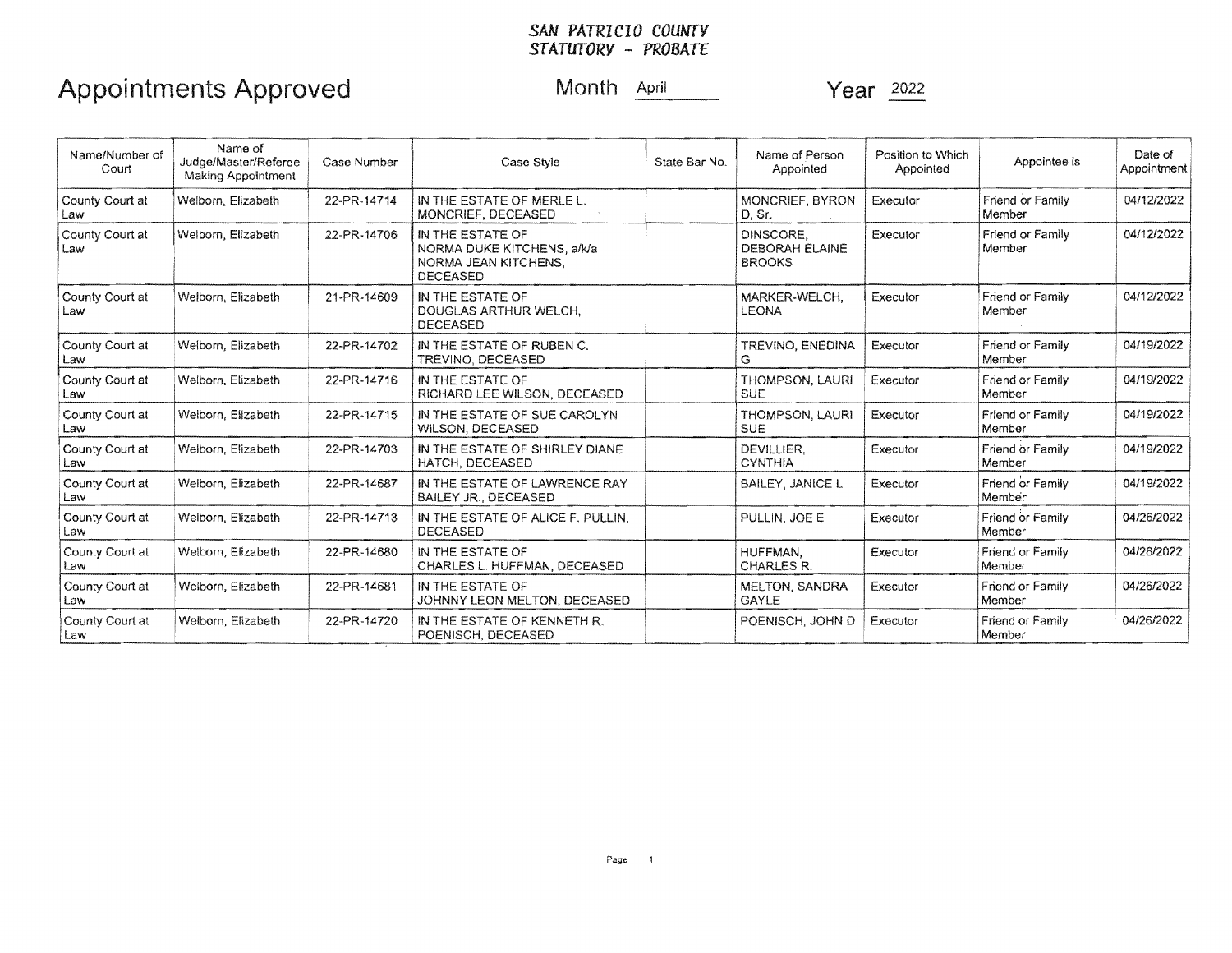SAN PATRICIO COUNTY
STATUTORY - PROBATE

# Appointments Approved

Month April Year 2022

| Name/Number of Court | Name of Judge/Master/Referee Making Appointment | Case Number | Case Style | State Bar No. | Name of Person Appointed | Position to Which Appointed | Appointee is | Date of Appointment |
|---|---|---|---|---|---|---|---|---|
| County Court at Law | Welborn, Elizabeth | 22-PR-14714 | IN THE ESTATE OF MERLE L. MONCRIEF, DECEASED | | MONCRIEF, BYRON D, Sr. | Executor | Friend or Family Member | 04/12/2022 |
| County Court at Law | Welborn, Elizabeth | 22-PR-14706 | IN THE ESTATE OF NORMA DUKE KITCHENS, a/k/a NORMA JEAN KITCHENS, DECEASED | | DINSCORE, DEBORAH ELAINE BROOKS | Executor | Friend or Family Member | 04/12/2022 |
| County Court at Law | Welborn, Elizabeth | 21-PR-14609 | IN THE ESTATE OF DOUGLAS ARTHUR WELCH, DECEASED | | MARKER-WELCH, LEONA | Executor | Friend or Family Member | 04/12/2022 |
| County Court at Law | Welborn, Elizabeth | 22-PR-14702 | IN THE ESTATE OF RUBEN C. TREVINO, DECEASED | | TREVINO, ENEDINA G | Executor | Friend or Family Member | 04/19/2022 |
| County Court at Law | Welborn, Elizabeth | 22-PR-14716 | IN THE ESTATE OF RICHARD LEE WILSON, DECEASED | | THOMPSON, LAURI SUE | Executor | Friend or Family Member | 04/19/2022 |
| County Court at Law | Welborn, Elizabeth | 22-PR-14715 | IN THE ESTATE OF SUE CAROLYN WILSON, DECEASED | | THOMPSON, LAURI SUE | Executor | Friend or Family Member | 04/19/2022 |
| County Court at Law | Welborn, Elizabeth | 22-PR-14703 | IN THE ESTATE OF SHIRLEY DIANE HATCH, DECEASED | | DEVILLIER, CYNTHIA | Executor | Friend or Family Member | 04/19/2022 |
| County Court at Law | Welborn, Elizabeth | 22-PR-14687 | IN THE ESTATE OF LAWRENCE RAY BAILEY JR., DECEASED | | BAILEY, JANICE L | Executor | Friend or Family Member | 04/19/2022 |
| County Court at Law | Welborn, Elizabeth | 22-PR-14713 | IN THE ESTATE OF ALICE F. PULLIN, DECEASED | | PULLIN, JOE E | Executor | Friend or Family Member | 04/26/2022 |
| County Court at Law | Welborn, Elizabeth | 22-PR-14680 | IN THE ESTATE OF CHARLES L. HUFFMAN, DECEASED | | HUFFMAN, CHARLES R. | Executor | Friend or Family Member | 04/26/2022 |
| County Court at Law | Welborn, Elizabeth | 22-PR-14681 | IN THE ESTATE OF JOHNNY LEON MELTON, DECEASED | | MELTON, SANDRA GAYLE | Executor | Friend or Family Member | 04/26/2022 |
| County Court at Law | Welborn, Elizabeth | 22-PR-14720 | IN THE ESTATE OF KENNETH R. POENISCH, DECEASED | | POENISCH, JOHN D | Executor | Friend or Family Member | 04/26/2022 |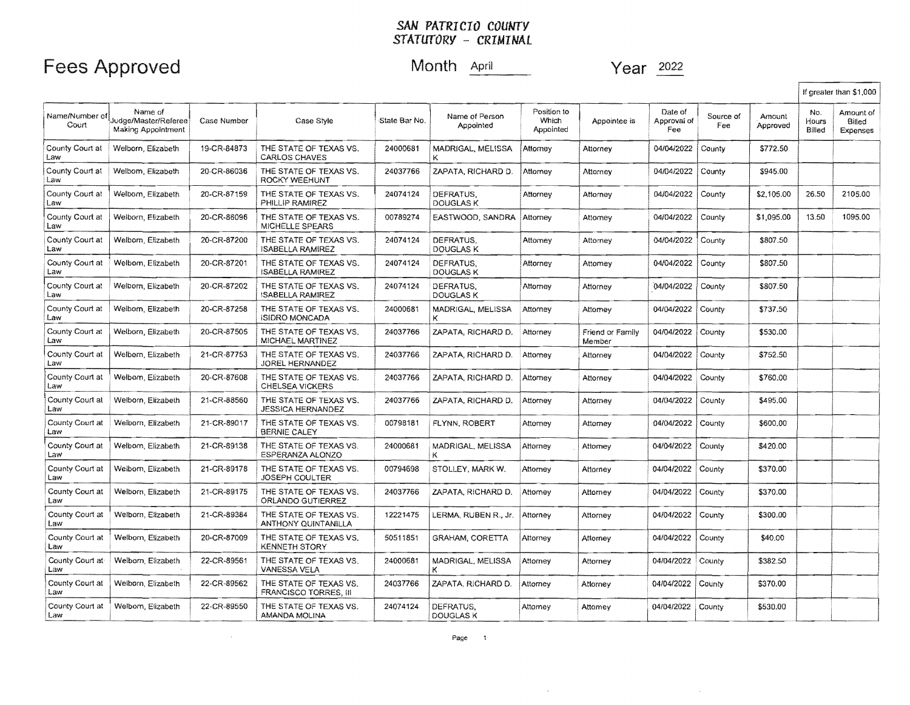# SAN PATRICIO COUNTY
## STATUTORY - CRIMINAL

**Fees Approved** Month April Year 2022

| Name/Number of Court | Name of Judge/Master/Referee Making Appointment | Case Number | Case Style | State Bar No. | Name of Person Appointed | Position to Which Appointed | Appointee is | Date of Approval of Fee | Source of Fee | Amount Approved | If greater than $1,000 | |
|---|---|---|---|---|---|---|---|---|---|---|---|---|
| | | | | | | | | | | | No. Hours Billed | Amount of Billed Expenses |
| County Court at Law | Welborn, Elizabeth | 19-CR-84873 | THE STATE OF TEXAS VS. CARLOS CHAVES | 24000681 | MADRIGAL, MELISSA K | Attorney | Attorney | 04/04/2022 | County | $772.50 | | |
| County Court at Law | Welborn, Elizabeth | 20-CR-86036 | THE STATE OF TEXAS VS. ROCKY WEEHUNT | 24037766 | ZAPATA, RICHARD D. | Attorney | Attorney | 04/04/2022 | County | $945.00 | | |
| County Court at Law | Welborn, Elizabeth | 20-CR-87159 | THE STATE OF TEXAS VS. PHILLIP RAMIREZ | 24074124 | DEFRATUS, DOUGLAS K | Attorney | Attorney | 04/04/2022 | County | $2,105.00 | 26.50 | 2105.00 |
| County Court at Law | Welborn, Elizabeth | 20-CR-86096 | THE STATE OF TEXAS VS. MICHELLE SPEARS | 00789274 | EASTWOOD, SANDRA | Attorney | Attorney | 04/04/2022 | County | $1,095.00 | 13.50 | 1095.00 |
| County Court at Law | Welborn, Elizabeth | 20-CR-87200 | THE STATE OF TEXAS VS. ISABELLA RAMIREZ | 24074124 | DEFRATUS, DOUGLAS K | Attorney | Attorney | 04/04/2022 | County | $807.50 | | |
| County Court at Law | Welborn, Elizabeth | 20-CR-87201 | THE STATE OF TEXAS VS. ISABELLA RAMIREZ | 24074124 | DEFRATUS, DOUGLAS K | Attorney | Attorney | 04/04/2022 | County | $807.50 | | |
| County Court at Law | Welborn, Elizabeth | 20-CR-87202 | THE STATE OF TEXAS VS. ISABELLA RAMIREZ | 24074124 | DEFRATUS, DOUGLAS K | Attorney | Attorney | 04/04/2022 | County | $807.50 | | |
| County Court at Law | Welborn, Elizabeth | 20-CR-87258 | THE STATE OF TEXAS VS. ISIDRO MONCADA | 24000681 | MADRIGAL, MELISSA K | Attorney | Attorney | 04/04/2022 | County | $737.50 | | |
| County Court at Law | Welborn, Elizabeth | 20-CR-87505 | THE STATE OF TEXAS VS. MICHAEL MARTINEZ | 24037766 | ZAPATA, RICHARD D. | Attorney | Friend or Family Member | 04/04/2022 | County | $530.00 | | |
| County Court at Law | Welborn, Elizabeth | 21-CR-87753 | THE STATE OF TEXAS VS. JOREL HERNANDEZ | 24037766 | ZAPATA, RICHARD D. | Attorney | Attorney | 04/04/2022 | County | $752.50 | | |
| County Court at Law | Welborn, Elizabeth | 20-CR-87608 | THE STATE OF TEXAS VS. CHELSEA VICKERS | 24037766 | ZAPATA, RICHARD D. | Attorney | Attorney | 04/04/2022 | County | $760.00 | | |
| County Court at Law | Welborn, Elizabeth | 21-CR-88560 | THE STATE OF TEXAS VS. JESSICA HERNANDEZ | 24037766 | ZAPATA, RICHARD D. | Attorney | Attorney | 04/04/2022 | County | $495.00 | | |
| County Court at Law | Welborn, Elizabeth | 21-CR-89017 | THE STATE OF TEXAS VS. BERNIE CALEY | 00798181 | FLYNN, ROBERT | Attorney | Attorney | 04/04/2022 | County | $600.00 | | |
| County Court at Law | Welborn, Elizabeth | 21-CR-89138 | THE STATE OF TEXAS VS. ESPERANZA ALONZO | 24000681 | MADRIGAL, MELISSA K | Attorney | Attorney | 04/04/2022 | County | $420.00 | | |
| County Court at Law | Welborn, Elizabeth | 21-CR-89178 | THE STATE OF TEXAS VS. JOSEPH COULTER | 00794698 | STOLLEY, MARK W. | Attorney | Attorney | 04/04/2022 | County | $370.00 | | |
| County Court at Law | Welborn, Elizabeth | 21-CR-89175 | THE STATE OF TEXAS VS. ORLANDO GUTIERREZ | 24037766 | ZAPATA, RICHARD D. | Attorney | Attorney | 04/04/2022 | County | $370.00 | | |
| County Court at Law | Welborn, Elizabeth | 21-CR-89384 | THE STATE OF TEXAS VS. ANTHONY QUINTANILLA | 12221475 | LERMA, RUBEN R., Jr. | Attorney | Attorney | 04/04/2022 | County | $300.00 | | |
| County Court at Law | Welborn, Elizabeth | 20-CR-87009 | THE STATE OF TEXAS VS. KENNETH STORY | 50511851 | GRAHAM, CORETTA | Attorney | Attorney | 04/04/2022 | County | $40.00 | | |
| County Court at Law | Welborn, Elizabeth | 22-CR-89561 | THE STATE OF TEXAS VS. VANESSA VELA | 24000681 | MADRIGAL, MELISSA K | Attorney | Attorney | 04/04/2022 | County | $382.50 | | |
| County Court at Law | Welborn, Elizabeth | 22-CR-89562 | THE STATE OF TEXAS VS. FRANCISCO TORRES, III | 24037766 | ZAPATA, RICHARD D. | Attorney | Attorney | 04/04/2022 | County | $370.00 | | |
| County Court at Law | Welborn, Elizabeth | 22-CR-89550 | THE STATE OF TEXAS VS. AMANDA MOLINA | 24074124 | DEFRATUS, DOUGLAS K | Attorney | Attorney | 04/04/2022 | County | $530.00 | | |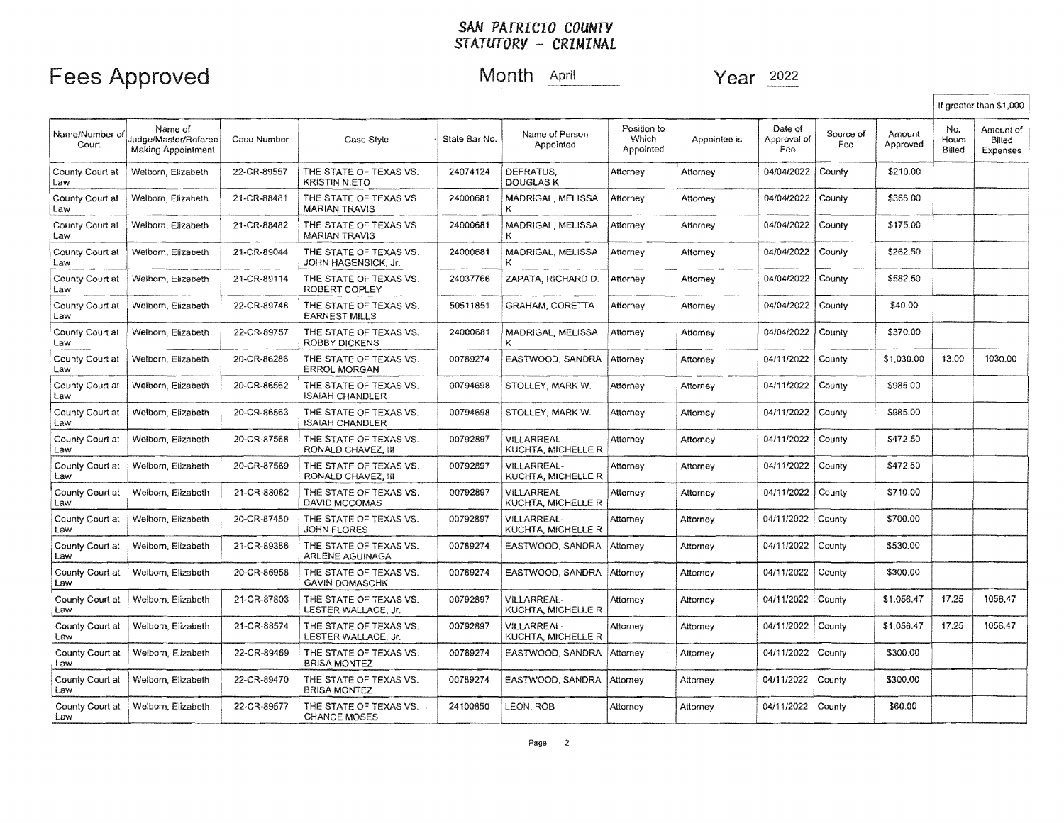# SAN PATRICIO COUNTY
# STATUTORY - CRIMINAL

## Fees Approved

Month April

Year 2022

| Name/Number of Court | Name of Judge/Master/Referee Making Appointment | Case Number | Case Style | State Bar No. | Name of Person Appointed | Position to Which Appointed | Appointee is | Date of Approval of Fee | Source of Fee | Amount Approved | If greater than $1,000 No. Hours Billed | Amount of Billed Expenses |
|---|---|---|---|---|---|---|---|---|---|---|---|---|
| County Court at Law | Welborn, Elizabeth | 22-CR-89557 | THE STATE OF TEXAS VS. KRISTIN NIETO | 24074124 | DEFRATUS, DOUGLAS K | Attorney | Attorney | 04/04/2022 | County | $210.00 | | |
| County Court at Law | Welborn, Elizabeth | 21-CR-88481 | THE STATE OF TEXAS VS. MARIAN TRAVIS | 24000681 | MADRIGAL, MELISSA K | Attorney | Attorney | 04/04/2022 | County | $365.00 | | |
| County Court at Law | Welborn, Elizabeth | 21-CR-88482 | THE STATE OF TEXAS VS. MARIAN TRAVIS | 24000681 | MADRIGAL, MELISSA K | Attorney | Attorney | 04/04/2022 | County | $175.00 | | |
| County Court at Law | Welborn, Elizabeth | 21-CR-89044 | THE STATE OF TEXAS VS. JOHN HAGENSICK, Jr. | 24000681 | MADRIGAL, MELISSA K | Attorney | Attorney | 04/04/2022 | County | $262.50 | | |
| County Court at Law | Welborn, Elizabeth | 21-CR-89114 | THE STATE OF TEXAS VS. ROBERT COPLEY | 24037766 | ZAPATA, RICHARD D. | Attorney | Attorney | 04/04/2022 | County | $582.50 | | |
| County Court at Law | Welborn, Elizabeth | 22-CR-89748 | THE STATE OF TEXAS VS. EARNEST MILLS | 50511851 | GRAHAM, CORETTA | Attorney | Attorney | 04/04/2022 | County | $40.00 | | |
| County Court at Law | Welborn, Elizabeth | 22-CR-89757 | THE STATE OF TEXAS VS. ROBBY DICKENS | 24000681 | MADRIGAL, MELISSA K | Attorney | Attorney | 04/04/2022 | County | $370.00 | | |
| County Court at Law | Welborn, Elizabeth | 20-CR-86286 | THE STATE OF TEXAS VS. ERROL MORGAN | 00789274 | EASTWOOD, SANDRA | Attorney | Attorney | 04/11/2022 | County | $1,030.00 | 13.00 | 1030.00 |
| County Court at Law | Welborn, Elizabeth | 20-CR-86562 | THE STATE OF TEXAS VS. ISAIAH CHANDLER | 00794698 | STOLLEY, MARK W. | Attorney | Attorney | 04/11/2022 | County | $985.00 | | |
| County Court at Law | Welborn, Elizabeth | 20-CR-86563 | THE STATE OF TEXAS VS. ISAIAH CHANDLER | 00794698 | STOLLEY, MARK W. | Attorney | Attorney | 04/11/2022 | County | $985.00 | | |
| County Court at Law | Welborn, Elizabeth | 20-CR-87568 | THE STATE OF TEXAS VS. RONALD CHAVEZ, III | 00792897 | VILLARREAL-KUCHTA, MICHELLE R | Attorney | Attorney | 04/11/2022 | County | $472.50 | | |
| County Court at Law | Welborn, Elizabeth | 20-CR-87569 | THE STATE OF TEXAS VS. RONALD CHAVEZ, III | 00792897 | VILLARREAL-KUCHTA, MICHELLE R | Attorney | Attorney | 04/11/2022 | County | $472.50 | | |
| County Court at Law | Welborn, Elizabeth | 21-CR-88082 | THE STATE OF TEXAS VS. DAVID MCCOMAS | 00792897 | VILLARREAL-KUCHTA, MICHELLE R | Attorney | Attorney | 04/11/2022 | County | $710.00 | | |
| County Court at Law | Welborn, Elizabeth | 20-CR-87450 | THE STATE OF TEXAS VS. JOHN FLORES | 00792897 | VILLARREAL-KUCHTA, MICHELLE R | Attorney | Attorney | 04/11/2022 | County | $700.00 | | |
| County Court at Law | Welborn, Elizabeth | 21-CR-89386 | THE STATE OF TEXAS VS. ARLENE AGUINAGA | 00789274 | EASTWOOD, SANDRA | Attorney | Attorney | 04/11/2022 | County | $530.00 | | |
| County Court at Law | Welborn, Elizabeth | 20-CR-86958 | THE STATE OF TEXAS VS. GAVIN DOMASCHK | 00789274 | EASTWOOD, SANDRA | Attorney | Attorney | 04/11/2022 | County | $300.00 | | |
| County Court at Law | Welborn, Elizabeth | 21-CR-87803 | THE STATE OF TEXAS VS. LESTER WALLACE, Jr. | 00792897 | VILLARREAL-KUCHTA, MICHELLE R | Attorney | Attorney | 04/11/2022 | County | $1,056.47 | 17.25 | 1056.47 |
| County Court at Law | Welborn, Elizabeth | 21-CR-88574 | THE STATE OF TEXAS VS. LESTER WALLACE, Jr. | 00792897 | VILLARREAL-KUCHTA, MICHELLE R | Attorney | Attorney | 04/11/2022 | County | $1,056.47 | 17.25 | 1056.47 |
| County Court at Law | Welborn, Elizabeth | 22-CR-89469 | THE STATE OF TEXAS VS. BRISA MONTEZ | 00789274 | EASTWOOD, SANDRA | Attorney | Attorney | 04/11/2022 | County | $300.00 | | |
| County Court at Law | Welborn, Elizabeth | 22-CR-89470 | THE STATE OF TEXAS VS. BRISA MONTEZ | 00789274 | EASTWOOD, SANDRA | Attorney | Attorney | 04/11/2022 | County | $300.00 | | |
| County Court at Law | Welborn, Elizabeth | 22-CR-89577 | THE STATE OF TEXAS VS. CHANCE MOSES | 24100850 | LEON, ROB | Attorney | Attorney | 04/11/2022 | County | $60.00 | | |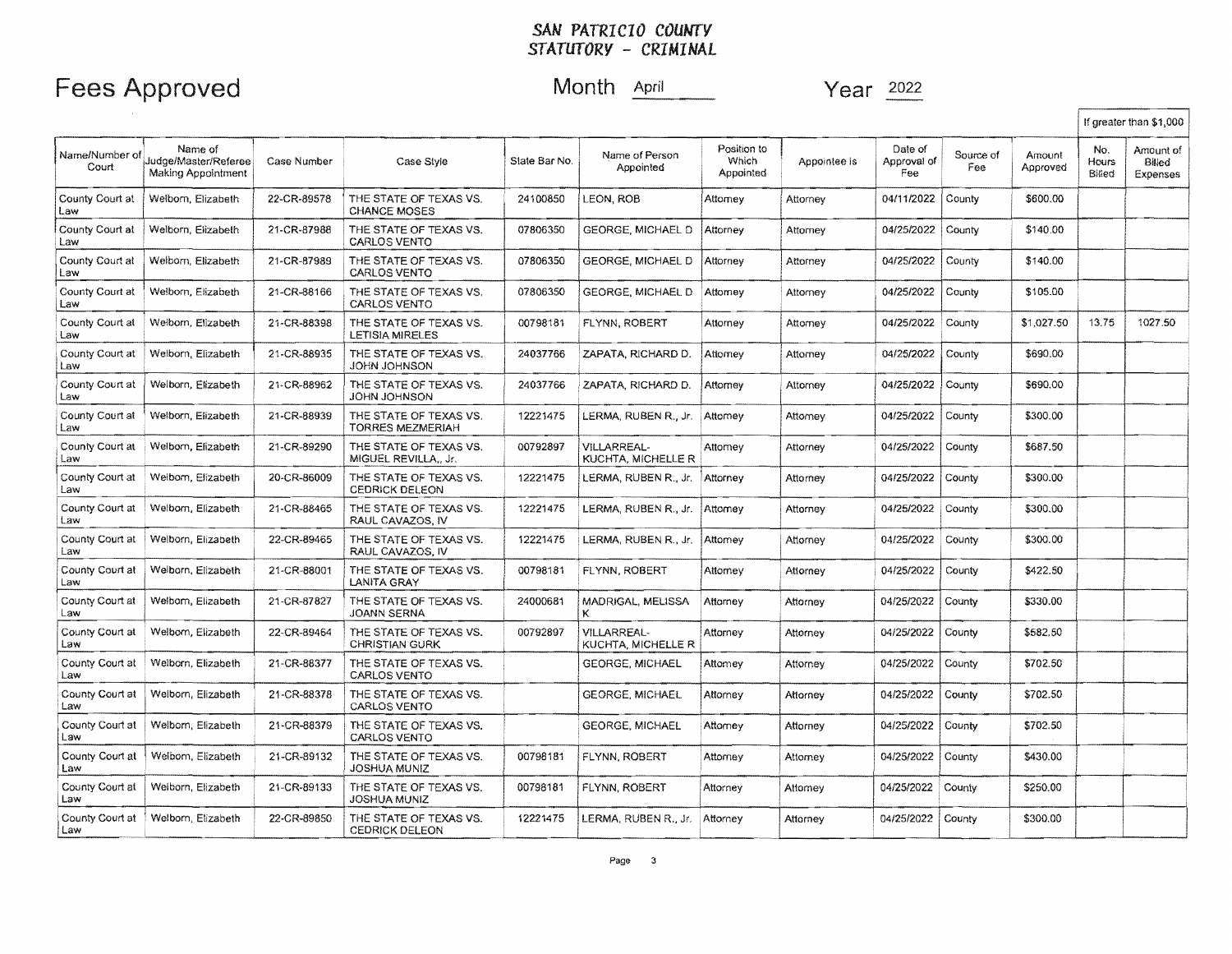# SAN PATRICIO COUNTY
## STATUTORY - CRIMINAL

# Fees Approved

Month April

Year 2022

| Name/Number of Court | Name of Judge/Master/Referee Making Appointment | Case Number | Case Style | State Bar No. | Name of Person Appointed | Position to Which Appointed | Appointee is | Date of Approval of Fee | Source of Fee | Amount Approved | If greater than $1,000 No. Hours Billed | Amount of Billed Expenses |
|---|---|---|---|---|---|---|---|---|---|---|---|---|
| County Court at Law | Welborn, Elizabeth | 22-CR-89578 | THE STATE OF TEXAS VS. CHANCE MOSES | 24100850 | LEON, ROB | Attorney | Attorney | 04/11/2022 | County | $600.00 | | |
| County Court at Law | Welborn, Elizabeth | 21-CR-87988 | THE STATE OF TEXAS VS. CARLOS VENTO | 07806350 | GEORGE, MICHAEL D | Attorney | Attorney | 04/25/2022 | County | $140.00 | | |
| County Court at Law | Welborn, Elizabeth | 21-CR-87989 | THE STATE OF TEXAS VS. CARLOS VENTO | 07806350 | GEORGE, MICHAEL D | Attorney | Attorney | 04/25/2022 | County | $140.00 | | |
| County Court at Law | Welborn, Elizabeth | 21-CR-88166 | THE STATE OF TEXAS VS. CARLOS VENTO | 07806350 | GEORGE, MICHAEL D | Attorney | Attorney | 04/25/2022 | County | $105.00 | | |
| County Court at Law | Welborn, Elizabeth | 21-CR-88398 | THE STATE OF TEXAS VS. LETISIA MIRELES | 00798181 | FLYNN, ROBERT | Attorney | Attorney | 04/25/2022 | County | $1,027.50 | 13.75 | 1027.50 |
| County Court at Law | Welborn, Elizabeth | 21-CR-88935 | THE STATE OF TEXAS VS. JOHN JOHNSON | 24037766 | ZAPATA, RICHARD D. | Attorney | Attorney | 04/25/2022 | County | $690.00 | | |
| County Court at Law | Welborn, Elizabeth | 21-CR-88962 | THE STATE OF TEXAS VS. JOHN JOHNSON | 24037766 | ZAPATA, RICHARD D. | Attorney | Attorney | 04/25/2022 | County | $690.00 | | |
| County Court at Law | Welborn, Elizabeth | 21-CR-88939 | THE STATE OF TEXAS VS. TORRES MEZMERIAH | 12221475 | LERMA, RUBEN R., Jr. | Attorney | Attorney | 04/25/2022 | County | $300.00 | | |
| County Court at Law | Welborn, Elizabeth | 21-CR-89290 | THE STATE OF TEXAS VS. MIGUEL REVILLA,, Jr. | 00792897 | VILLARREAL-KUCHTA, MICHELLE R | Attorney | Attorney | 04/25/2022 | County | $687.50 | | |
| County Court at Law | Welborn, Elizabeth | 20-CR-86009 | THE STATE OF TEXAS VS. CEDRICK DELEON | 12221475 | LERMA, RUBEN R., Jr. | Attorney | Attorney | 04/25/2022 | County | $300.00 | | |
| County Court at Law | Welborn, Elizabeth | 21-CR-88465 | THE STATE OF TEXAS VS. RAUL CAVAZOS, IV | 12221475 | LERMA, RUBEN R., Jr. | Attorney | Attorney | 04/25/2022 | County | $300.00 | | |
| County Court at Law | Welborn, Elizabeth | 22-CR-89465 | THE STATE OF TEXAS VS. RAUL CAVAZOS, IV | 12221475 | LERMA, RUBEN R., Jr. | Attorney | Attorney | 04/25/2022 | County | $300.00 | | |
| County Court at Law | Welborn, Elizabeth | 21-CR-88001 | THE STATE OF TEXAS VS. LANITA GRAY | 00798181 | FLYNN, ROBERT | Attorney | Attorney | 04/25/2022 | County | $422.50 | | |
| County Court at Law | Welborn, Elizabeth | 21-CR-87827 | THE STATE OF TEXAS VS. JOANN SERNA | 24000681 | MADRIGAL, MELISSA K | Attorney | Attorney | 04/25/2022 | County | $330.00 | | |
| County Court at Law | Welborn, Elizabeth | 22-CR-89464 | THE STATE OF TEXAS VS. CHRISTIAN GURK | 00792897 | VILLARREAL-KUCHTA, MICHELLE R | Attorney | Attorney | 04/25/2022 | County | $582.50 | | |
| County Court at Law | Welborn, Elizabeth | 21-CR-88377 | THE STATE OF TEXAS VS. CARLOS VENTO | | GEORGE, MICHAEL | Attorney | Attorney | 04/25/2022 | County | $702.50 | | |
| County Court at Law | Welborn, Elizabeth | 21-CR-88378 | THE STATE OF TEXAS VS. CARLOS VENTO | | GEORGE, MICHAEL | Attorney | Attorney | 04/25/2022 | County | $702.50 | | |
| County Court at Law | Welborn, Elizabeth | 21-CR-88379 | THE STATE OF TEXAS VS. CARLOS VENTO | | GEORGE, MICHAEL | Attorney | Attorney | 04/25/2022 | County | $702.50 | | |
| County Court at Law | Welborn, Elizabeth | 21-CR-89132 | THE STATE OF TEXAS VS. JOSHUA MUNIZ | 00798181 | FLYNN, ROBERT | Attorney | Attorney | 04/25/2022 | County | $430.00 | | |
| County Court at Law | Welborn, Elizabeth | 21-CR-89133 | THE STATE OF TEXAS VS. JOSHUA MUNIZ | 00798181 | FLYNN, ROBERT | Attorney | Attorney | 04/25/2022 | County | $250.00 | | |
| County Court at Law | Welborn, Elizabeth | 22-CR-89850 | THE STATE OF TEXAS VS. CEDRICK DELEON | 12221475 | LERMA, RUBEN R., Jr. | Attorney | Attorney | 04/25/2022 | County | $300.00 | | |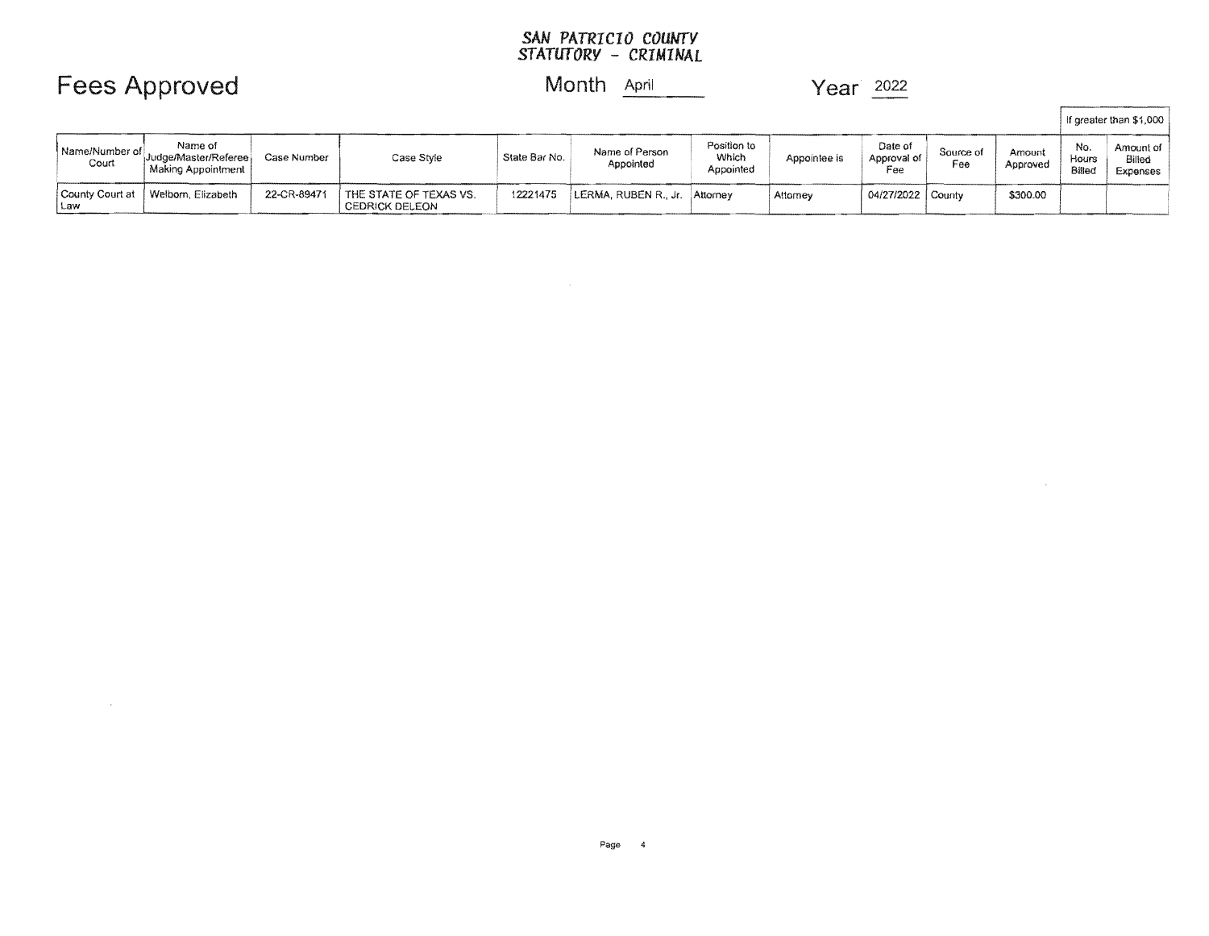**SAN PATRICIO COUNTY**
**STATUTORY - CRIMINAL**

# Fees Approved

Month April Year 2022

| Name/Number of Court | Name of Judge/Master/Referee Making Appointment | Case Number | Case Style | State Bar No. | Name of Person Appointed | Position to Which Appointed | Appointee is | Date of Approval of Fee | Source of Fee | Amount Approved | If greater than $1,000 | |
|---|---|---|---|---|---|---|---|---|---|---|---|---|
| | | | | | | | | | | | No. Hours Billed | Amount of Billed Expenses |
| County Court at Law | Welborn, Elizabeth | 22-CR-89471 | THE STATE OF TEXAS VS. CEDRICK DELEON | 12221475 | LERMA, RUBEN R., Jr. | Attorney | Attorney | 04/27/2022 | County | $300.00 | | |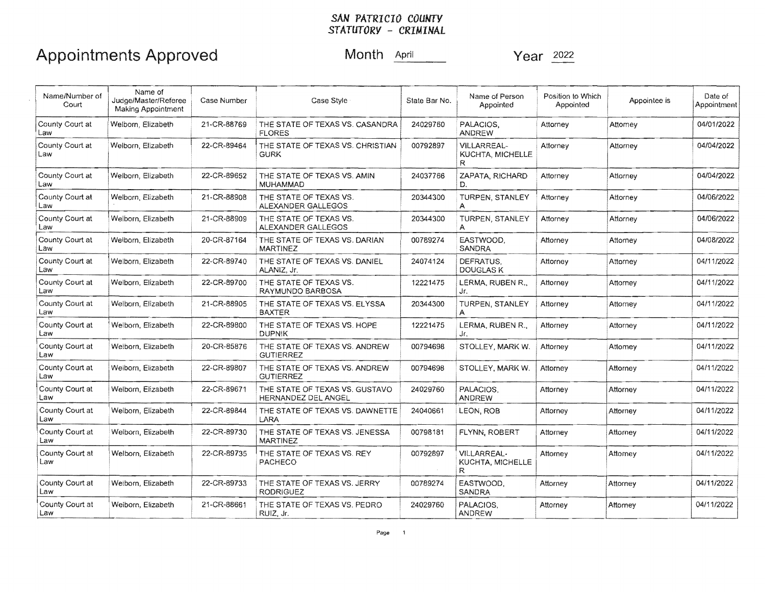**SAN PATRICIO COUNTY**
**STATUTORY - CRIMINAL**

# Appointments Approved

Month April Year 2022

| Name/Number of Court | Name of Judge/Master/Referee Making Appointment | Case Number | Case Style | State Bar No. | Name of Person Appointed | Position to Which Appointed | Appointee is | Date of Appointment |
|---|---|---|---|---|---|---|---|---|
| County Court at Law | Welborn, Elizabeth | 21-CR-88769 | THE STATE OF TEXAS VS. CASANDRA FLORES | 24029760 | PALACIOS, ANDREW | Attorney | Attorney | 04/01/2022 |
| County Court at Law | Welborn, Elizabeth | 22-CR-89464 | THE STATE OF TEXAS VS. CHRISTIAN GURK | 00792897 | VILLARREAL-KUCHTA, MICHELLE R | Attorney | Attorney | 04/04/2022 |
| County Court at Law | Welborn, Elizabeth | 22-CR-89652 | THE STATE OF TEXAS VS. AMIN MUHAMMAD | 24037766 | ZAPATA, RICHARD D. | Attorney | Attorney | 04/04/2022 |
| County Court at Law | Welborn, Elizabeth | 21-CR-88908 | THE STATE OF TEXAS VS. ALEXANDER GALLEGOS | 20344300 | TURPEN, STANLEY A | Attorney | Attorney | 04/06/2022 |
| County Court at Law | Welborn, Elizabeth | 21-CR-88909 | THE STATE OF TEXAS VS. ALEXANDER GALLEGOS | 20344300 | TURPEN, STANLEY A | Attorney | Attorney | 04/06/2022 |
| County Court at Law | Welborn, Elizabeth | 20-CR-87164 | THE STATE OF TEXAS VS. DARIAN MARTINEZ | 00789274 | EASTWOOD, SANDRA | Attorney | Attorney | 04/08/2022 |
| County Court at Law | Welborn, Elizabeth | 22-CR-89740 | THE STATE OF TEXAS VS. DANIEL ALANIZ, Jr. | 24074124 | DEFRATUS, DOUGLAS K | Attorney | Attorney | 04/11/2022 |
| County Court at Law | Welborn, Elizabeth | 22-CR-89700 | THE STATE OF TEXAS VS. RAYMUNDO BARBOSA | 12221475 | LERMA, RUBEN R., Jr. | Attorney | Attorney | 04/11/2022 |
| County Court at Law | Welborn, Elizabeth | 21-CR-88905 | THE STATE OF TEXAS VS. ELYSSA BAXTER | 20344300 | TURPEN, STANLEY A | Attorney | Attorney | 04/11/2022 |
| County Court at Law | Welborn, Elizabeth | 22-CR-89800 | THE STATE OF TEXAS VS. HOPE DUPNIK | 12221475 | LERMA, RUBEN R., Jr. | Attorney | Attorney | 04/11/2022 |
| County Court at Law | Welborn, Elizabeth | 20-CR-85876 | THE STATE OF TEXAS VS. ANDREW GUTIERREZ | 00794698 | STOLLEY, MARK W. | Attorney | Attorney | 04/11/2022 |
| County Court at Law | Welborn, Elizabeth | 22-CR-89807 | THE STATE OF TEXAS VS. ANDREW GUTIERREZ | 00794698 | STOLLEY, MARK W. | Attorney | Attorney | 04/11/2022 |
| County Court at Law | Welborn, Elizabeth | 22-CR-89671 | THE STATE OF TEXAS VS. GUSTAVO HERNANDEZ DEL ANGEL | 24029760 | PALACIOS, ANDREW | Attorney | Attorney | 04/11/2022 |
| County Court at Law | Welborn, Elizabeth | 22-CR-89844 | THE STATE OF TEXAS VS. DAWNETTE LARA | 24040661 | LEON, ROB | Attorney | Attorney | 04/11/2022 |
| County Court at Law | Welborn, Elizabeth | 22-CR-89730 | THE STATE OF TEXAS VS. JENESSA MARTINEZ | 00798181 | FLYNN, ROBERT | Attorney | Attorney | 04/11/2022 |
| County Court at Law | Welborn, Elizabeth | 22-CR-89735 | THE STATE OF TEXAS VS. REY PACHECO | 00792897 | VILLARREAL-KUCHTA, MICHELLE R | Attorney | Attorney | 04/11/2022 |
| County Court at Law | Welborn, Elizabeth | 22-CR-89733 | THE STATE OF TEXAS VS. JERRY RODRIGUEZ | 00789274 | EASTWOOD, SANDRA | Attorney | Attorney | 04/11/2022 |
| County Court at Law | Welborn, Elizabeth | 21-CR-88661 | THE STATE OF TEXAS VS. PEDRO RUIZ, Jr. | 24029760 | PALACIOS, ANDREW | Attorney | Attorney | 04/11/2022 |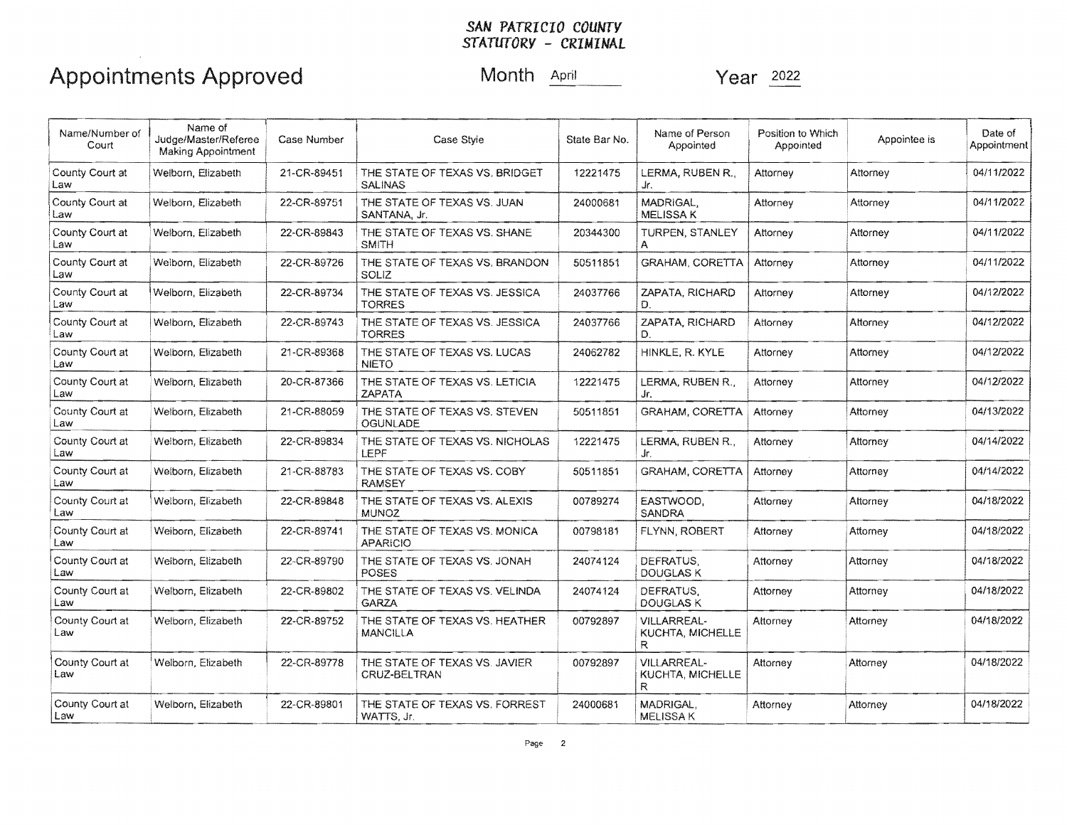**SAN PATRICIO COUNTY**
**STATUTORY - CRIMINAL**

# Appointments Approved

Month April Year 2022

| Name/Number of Court | Name of Judge/Master/Referee Making Appointment | Case Number | Case Style | State Bar No. | Name of Person Appointed | Position to Which Appointed | Appointee is | Date of Appointment |
|---|---|---|---|---|---|---|---|---|
| County Court at Law | Welborn, Elizabeth | 21-CR-89451 | THE STATE OF TEXAS VS. BRIDGET SALINAS | 12221475 | LERMA, RUBEN R., Jr. | Attorney | Attorney | 04/11/2022 |
| County Court at Law | Welborn, Elizabeth | 22-CR-89751 | THE STATE OF TEXAS VS. JUAN SANTANA, Jr. | 24000681 | MADRIGAL, MELISSA K | Attorney | Attorney | 04/11/2022 |
| County Court at Law | Welborn, Elizabeth | 22-CR-89843 | THE STATE OF TEXAS VS. SHANE SMITH | 20344300 | TURPEN, STANLEY A | Attorney | Attorney | 04/11/2022 |
| County Court at Law | Welborn, Elizabeth | 22-CR-89726 | THE STATE OF TEXAS VS. BRANDON SOLIZ | 50511851 | GRAHAM, CORETTA | Attorney | Attorney | 04/11/2022 |
| County Court at Law | Welborn, Elizabeth | 22-CR-89734 | THE STATE OF TEXAS VS. JESSICA TORRES | 24037766 | ZAPATA, RICHARD D. | Attorney | Attorney | 04/12/2022 |
| County Court at Law | Welborn, Elizabeth | 22-CR-89743 | THE STATE OF TEXAS VS. JESSICA TORRES | 24037766 | ZAPATA, RICHARD D. | Attorney | Attorney | 04/12/2022 |
| County Court at Law | Welborn, Elizabeth | 21-CR-89368 | THE STATE OF TEXAS VS. LUCAS NIETO | 24062782 | HINKLE, R. KYLE | Attorney | Attorney | 04/12/2022 |
| County Court at Law | Welborn, Elizabeth | 20-CR-87366 | THE STATE OF TEXAS VS. LETICIA ZAPATA | 12221475 | LERMA, RUBEN R., Jr. | Attorney | Attorney | 04/12/2022 |
| County Court at Law | Welborn, Elizabeth | 21-CR-88059 | THE STATE OF TEXAS VS. STEVEN OGUNLADE | 50511851 | GRAHAM, CORETTA | Attorney | Attorney | 04/13/2022 |
| County Court at Law | Welborn, Elizabeth | 22-CR-89834 | THE STATE OF TEXAS VS. NICHOLAS LEPF | 12221475 | LERMA, RUBEN R., Jr. | Attorney | Attorney | 04/14/2022 |
| County Court at Law | Welborn, Elizabeth | 21-CR-88783 | THE STATE OF TEXAS VS. COBY RAMSEY | 50511851 | GRAHAM, CORETTA | Attorney | Attorney | 04/14/2022 |
| County Court at Law | Welborn, Elizabeth | 22-CR-89848 | THE STATE OF TEXAS VS. ALEXIS MUNOZ | 00789274 | EASTWOOD, SANDRA | Attorney | Attorney | 04/18/2022 |
| County Court at Law | Welborn, Elizabeth | 22-CR-89741 | THE STATE OF TEXAS VS. MONICA APARICIO | 00798181 | FLYNN, ROBERT | Attorney | Attorney | 04/18/2022 |
| County Court at Law | Welborn, Elizabeth | 22-CR-89790 | THE STATE OF TEXAS VS. JONAH POSES | 24074124 | DEFRATUS, DOUGLAS K | Attorney | Attorney | 04/18/2022 |
| County Court at Law | Welborn, Elizabeth | 22-CR-89802 | THE STATE OF TEXAS VS. VELINDA GARZA | 24074124 | DEFRATUS, DOUGLAS K | Attorney | Attorney | 04/18/2022 |
| County Court at Law | Welborn, Elizabeth | 22-CR-89752 | THE STATE OF TEXAS VS. HEATHER MANCILLA | 00792897 | VILLARREAL-KUCHTA, MICHELLE R | Attorney | Attorney | 04/18/2022 |
| County Court at Law | Welborn, Elizabeth | 22-CR-89778 | THE STATE OF TEXAS VS. JAVIER CRUZ-BELTRAN | 00792897 | VILLARREAL-KUCHTA, MICHELLE R | Attorney | Attorney | 04/18/2022 |
| County Court at Law | Welborn, Elizabeth | 22-CR-89801 | THE STATE OF TEXAS VS. FORREST WATTS, Jr. | 24000681 | MADRIGAL, MELISSA K | Attorney | Attorney | 04/18/2022 |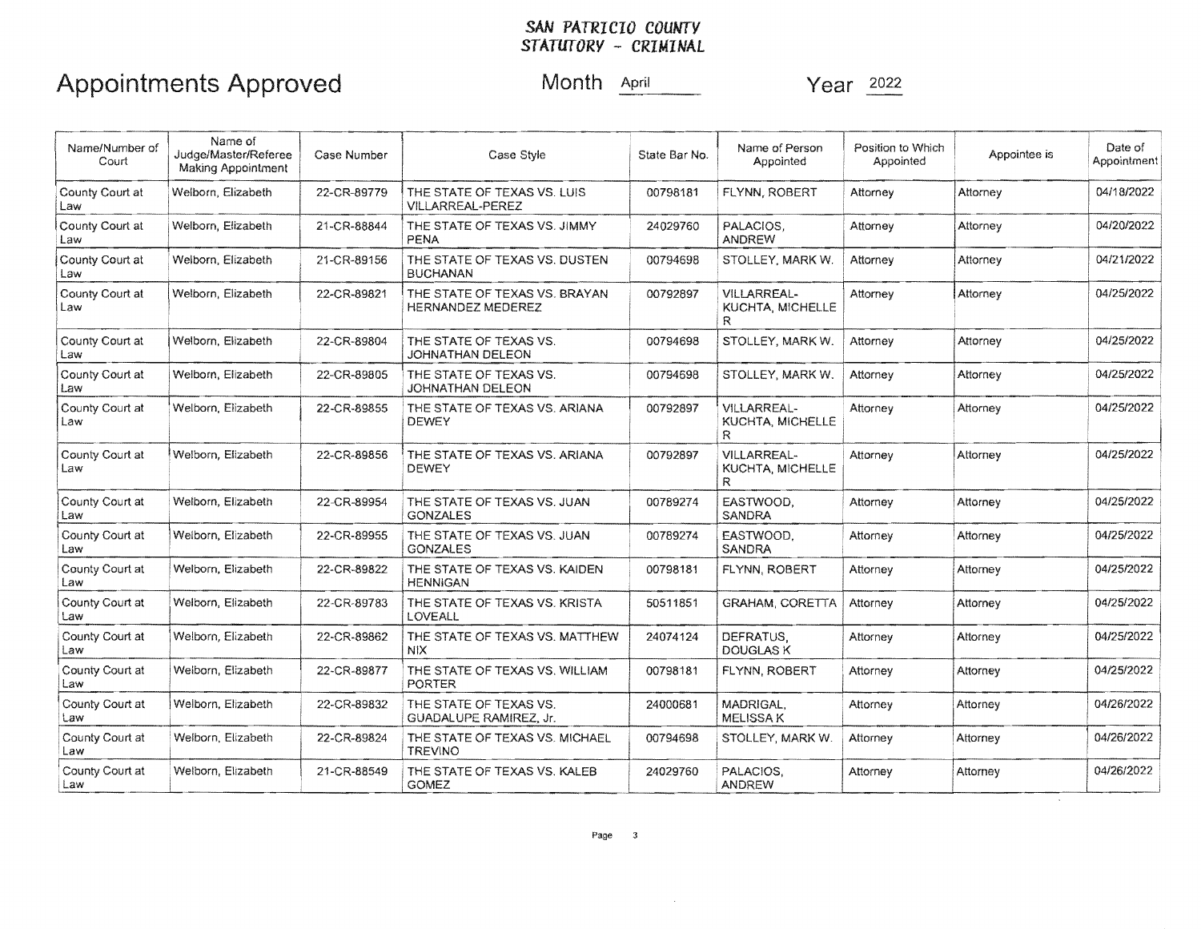*SAN PATRICIO COUNTY*
*STATUTORY - CRIMINAL*

# Appointments Approved

Month April Year 2022

| Name/Number of Court | Name of Judge/Master/Referee Making Appointment | Case Number | Case Style | State Bar No. | Name of Person Appointed | Position to Which Appointed | Appointee is | Date of Appointment |
|---|---|---|---|---|---|---|---|---|
| County Court at Law | Welborn, Elizabeth | 22-CR-89779 | THE STATE OF TEXAS VS. LUIS VILLARREAL-PEREZ | 00798181 | FLYNN, ROBERT | Attorney | Attorney | 04/18/2022 |
| County Court at Law | Welborn, Elizabeth | 21-CR-88844 | THE STATE OF TEXAS VS. JIMMY PENA | 24029760 | PALACIOS, ANDREW | Attorney | Attorney | 04/20/2022 |
| County Court at Law | Welborn, Elizabeth | 21-CR-89156 | THE STATE OF TEXAS VS. DUSTEN BUCHANAN | 00794698 | STOLLEY, MARK W. | Attorney | Attorney | 04/21/2022 |
| County Court at Law | Welborn, Elizabeth | 22-CR-89821 | THE STATE OF TEXAS VS. BRAYAN HERNANDEZ MEDEREZ | 00792897 | VILLARREAL-KUCHTA, MICHELLE R | Attorney | Attorney | 04/25/2022 |
| County Court at Law | Welborn, Elizabeth | 22-CR-89804 | THE STATE OF TEXAS VS. JOHNATHAN DELEON | 00794698 | STOLLEY, MARK W. | Attorney | Attorney | 04/25/2022 |
| County Court at Law | Welborn, Elizabeth | 22-CR-89805 | THE STATE OF TEXAS VS. JOHNATHAN DELEON | 00794698 | STOLLEY, MARK W. | Attorney | Attorney | 04/25/2022 |
| County Court at Law | Welborn, Elizabeth | 22-CR-89855 | THE STATE OF TEXAS VS. ARIANA DEWEY | 00792897 | VILLARREAL-KUCHTA, MICHELLE R | Attorney | Attorney | 04/25/2022 |
| County Court at Law | Welborn, Elizabeth | 22-CR-89856 | THE STATE OF TEXAS VS. ARIANA DEWEY | 00792897 | VILLARREAL-KUCHTA, MICHELLE R | Attorney | Attorney | 04/25/2022 |
| County Court at Law | Welborn, Elizabeth | 22-CR-89954 | THE STATE OF TEXAS VS. JUAN GONZALES | 00789274 | EASTWOOD, SANDRA | Attorney | Attorney | 04/25/2022 |
| County Court at Law | Welborn, Elizabeth | 22-CR-89955 | THE STATE OF TEXAS VS. JUAN GONZALES | 00789274 | EASTWOOD, SANDRA | Attorney | Attorney | 04/25/2022 |
| County Court at Law | Welborn, Elizabeth | 22-CR-89822 | THE STATE OF TEXAS VS. KAIDEN HENNIGAN | 00798181 | FLYNN, ROBERT | Attorney | Attorney | 04/25/2022 |
| County Court at Law | Welborn, Elizabeth | 22-CR-89783 | THE STATE OF TEXAS VS. KRISTA LOVEALL | 50511851 | GRAHAM, CORETTA | Attorney | Attorney | 04/25/2022 |
| County Court at Law | Welborn, Elizabeth | 22-CR-89862 | THE STATE OF TEXAS VS. MATTHEW NIX | 24074124 | DEFRATUS, DOUGLAS K | Attorney | Attorney | 04/25/2022 |
| County Court at Law | Welborn, Elizabeth | 22-CR-89877 | THE STATE OF TEXAS VS. WILLIAM PORTER | 00798181 | FLYNN, ROBERT | Attorney | Attorney | 04/25/2022 |
| County Court at Law | Welborn, Elizabeth | 22-CR-89832 | THE STATE OF TEXAS VS. GUADALUPE RAMIREZ, Jr. | 24000681 | MADRIGAL, MELISSA K | Attorney | Attorney | 04/26/2022 |
| County Court at Law | Welborn, Elizabeth | 22-CR-89824 | THE STATE OF TEXAS VS. MICHAEL TREVINO | 00794698 | STOLLEY, MARK W. | Attorney | Attorney | 04/26/2022 |
| County Court at Law | Welborn, Elizabeth | 21-CR-88549 | THE STATE OF TEXAS VS. KALEB GOMEZ | 24029760 | PALACIOS, ANDREW | Attorney | Attorney | 04/26/2022 |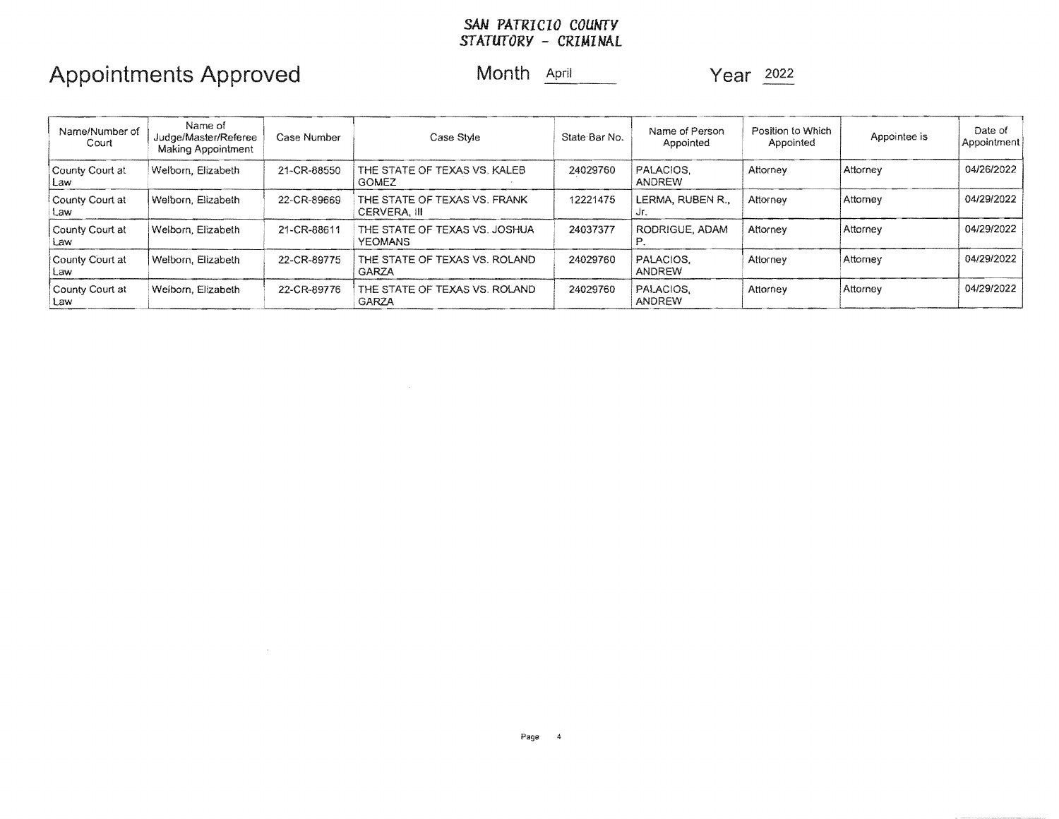**SAN PATRICIO COUNTY**
**STATUTORY - CRIMINAL**

# Appointments Approved

Month April Year 2022

| Name/Number of Court | Name of Judge/Master/Referee Making Appointment | Case Number | Case Style | State Bar No. | Name of Person Appointed | Position to Which Appointed | Appointee is | Date of Appointment |
|---|---|---|---|---|---|---|---|---|
| County Court at Law | Welborn, Elizabeth | 21-CR-88550 | THE STATE OF TEXAS VS. KALEB GOMEZ | 24029760 | PALACIOS, ANDREW | Attorney | Attorney | 04/26/2022 |
| County Court at Law | Welborn, Elizabeth | 22-CR-89669 | THE STATE OF TEXAS VS. FRANK CERVERA, III | 12221475 | LERMA, RUBEN R., Jr. | Attorney | Attorney | 04/29/2022 |
| County Court at Law | Welborn, Elizabeth | 21-CR-88611 | THE STATE OF TEXAS VS. JOSHUA YEOMANS | 24037377 | RODRIGUE, ADAM P. | Attorney | Attorney | 04/29/2022 |
| County Court at Law | Welborn, Elizabeth | 22-CR-89775 | THE STATE OF TEXAS VS. ROLAND GARZA | 24029760 | PALACIOS, ANDREW | Attorney | Attorney | 04/29/2022 |
| County Court at Law | Welborn, Elizabeth | 22-CR-89776 | THE STATE OF TEXAS VS. ROLAND GARZA | 24029760 | PALACIOS, ANDREW | Attorney | Attorney | 04/29/2022 |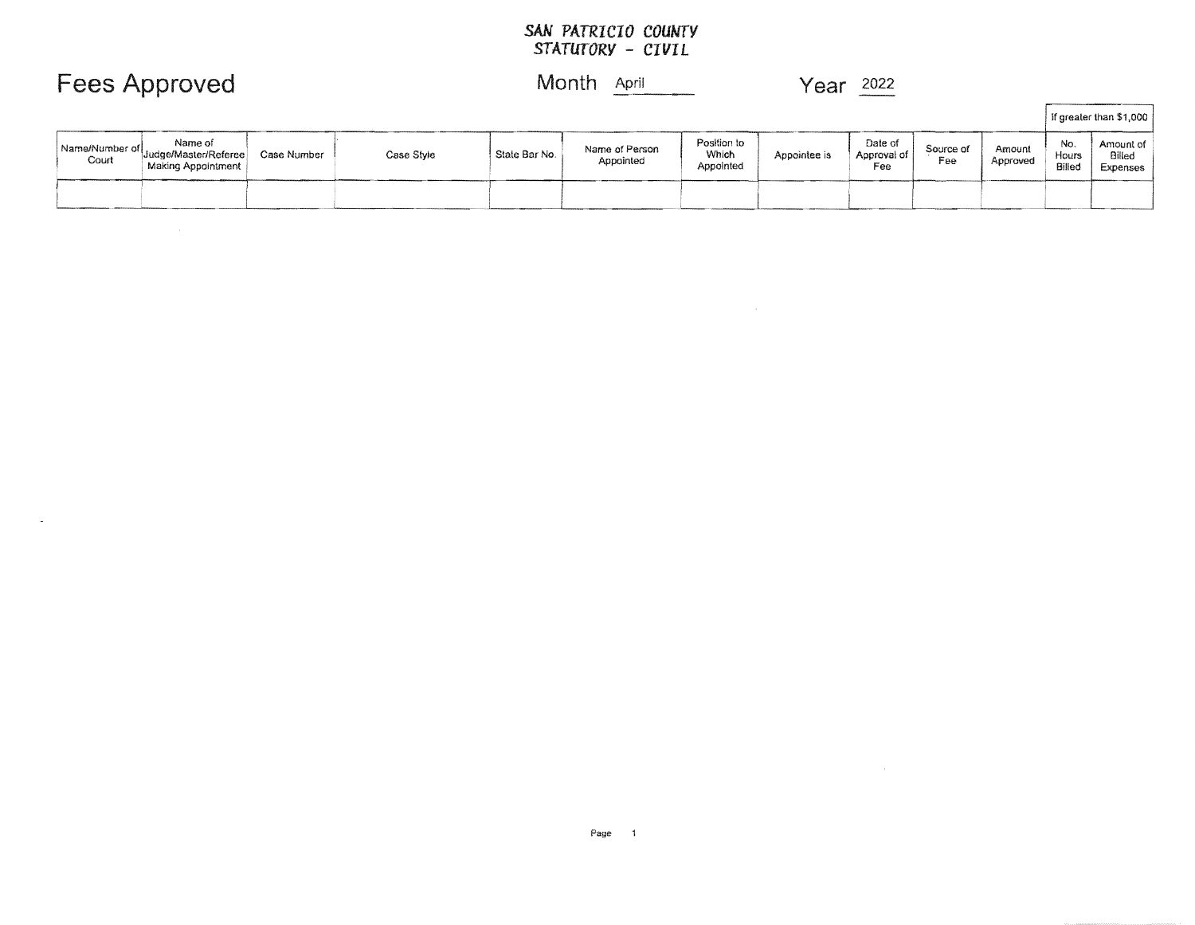**SAN PATRICIO COUNTY**
**STATUTORY - CIVIL**

# Fees Approved

Month April

Year 2022

| Name/Number of Court | Name of Judge/Master/Referee Making Appointment | Case Number | Case Style | State Bar No. | Name of Person Appointed | Position to Which Appointed | Appointee is | Date of Approval of Fee | Source of Fee | Amount Approved | If greater than $1,000 | |
|---|---|---|---|---|---|---|---|---|---|---|---|---|
| | | | | | | | | | | | No. Hours Billed | Amount of Billed Expenses |
| | | | | | | | | | | | | |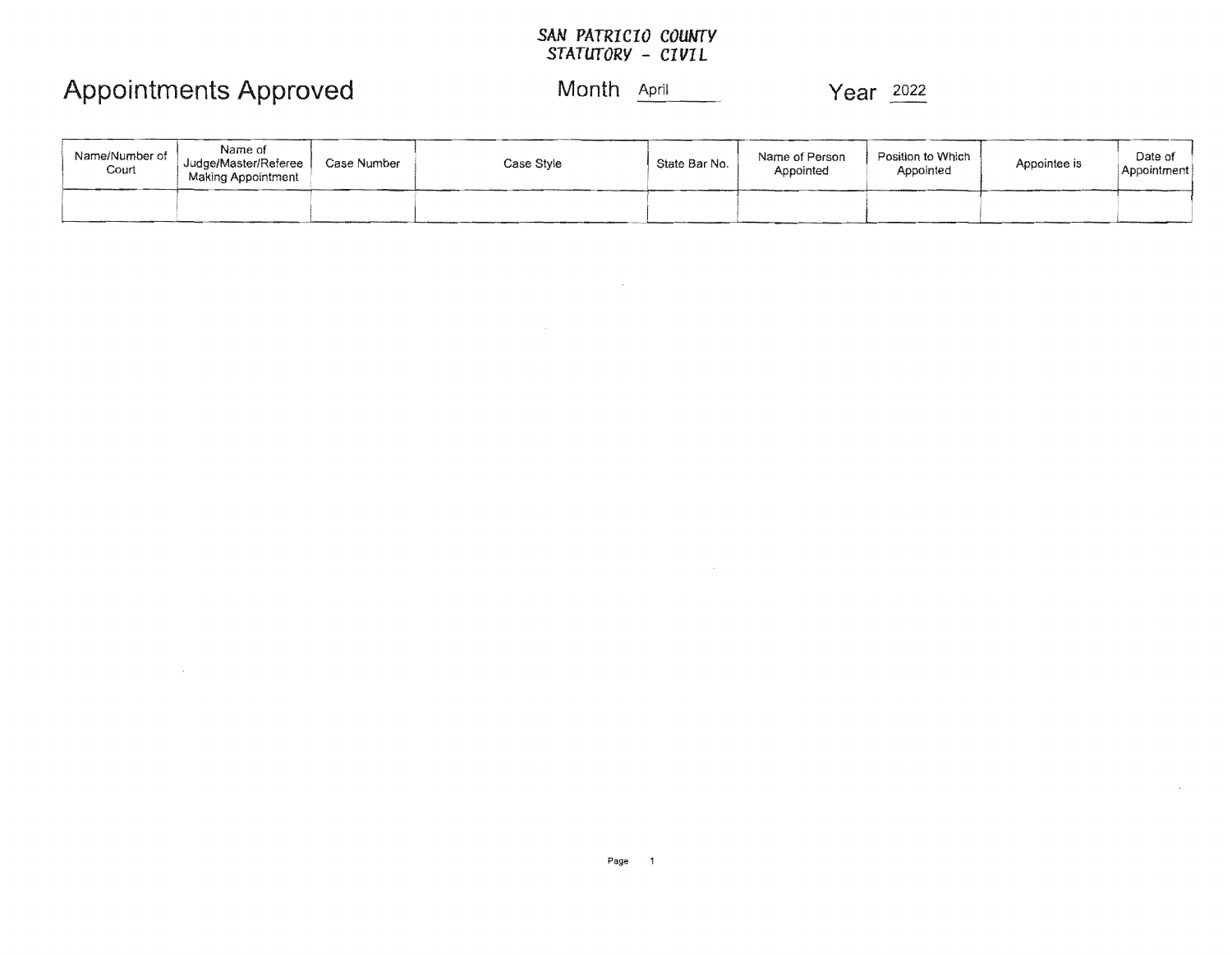**SAN PATRICIO COUNTY**
**STATUTORY - CIVIL**

# Appointments Approved

Month April

Year 2022

| Name/Number of Court | Name of Judge/Master/Referee Making Appointment | Case Number | Case Style | State Bar No. | Name of Person Appointed | Position to Which Appointed | Appointee is | Date of Appointment |
|---|---|---|---|---|---|---|---|---|
| | | | | | | | | |